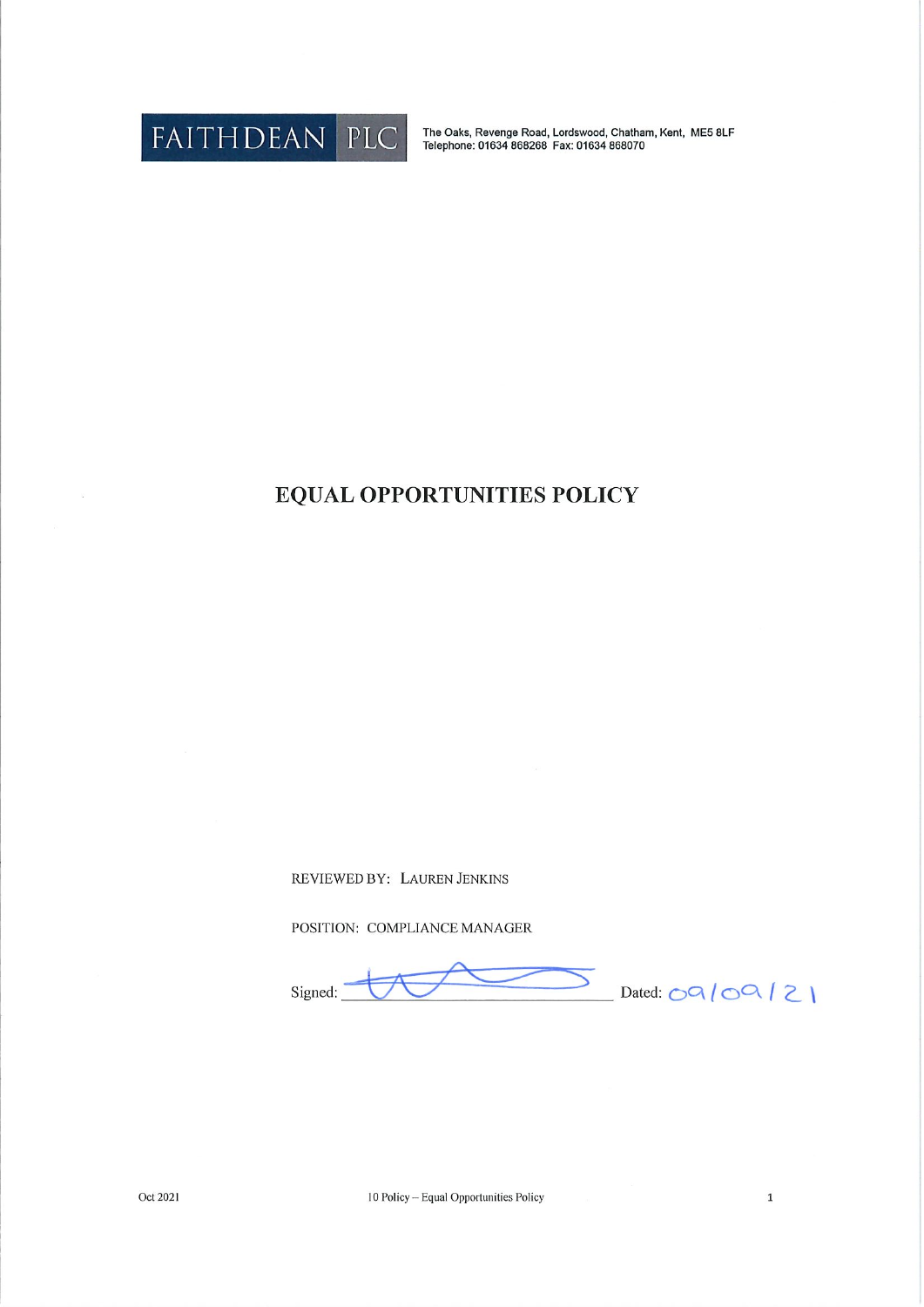FAITHDEAN PLC

The Oaks, Revenge Road, Lordswood, Chatham, Kent, ME5 8LF
Telephone: 01634 868268 Fax: 01634 868070

# EQUAL OPPORTUNITIES POLICY

REVIEWED BY: LAUREN JENKINS

POSITION: COMPLIANCE MANAGER

Signed: ______________ Dated: 09/09/21

Oct 2021

10 Policy – Equal Opportunities Policy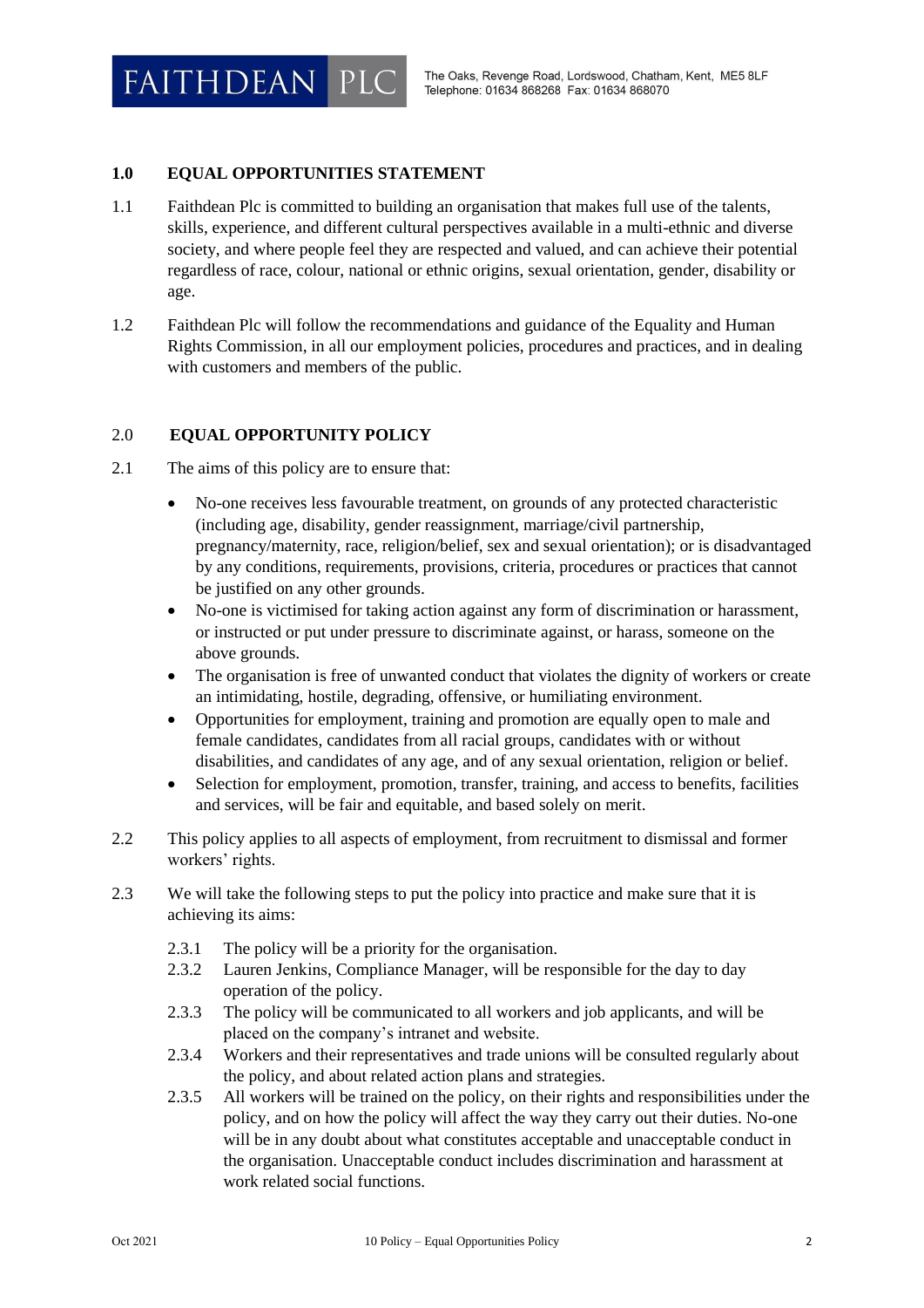## 1.0 EQUAL OPPORTUNITIES STATEMENT

1.1 Faithdean Plc is committed to building an organisation that makes full use of the talents, skills, experience, and different cultural perspectives available in a multi-ethnic and diverse society, and where people feel they are respected and valued, and can achieve their potential regardless of race, colour, national or ethnic origins, sexual orientation, gender, disability or age.

1.2 Faithdean Plc will follow the recommendations and guidance of the Equality and Human Rights Commission, in all our employment policies, procedures and practices, and in dealing with customers and members of the public.

## 2.0 EQUAL OPPORTUNITY POLICY

2.1 The aims of this policy are to ensure that:

- No-one receives less favourable treatment, on grounds of any protected characteristic (including age, disability, gender reassignment, marriage/civil partnership, pregnancy/maternity, race, religion/belief, sex and sexual orientation); or is disadvantaged by any conditions, requirements, provisions, criteria, procedures or practices that cannot be justified on any other grounds.
- No-one is victimised for taking action against any form of discrimination or harassment, or instructed or put under pressure to discriminate against, or harass, someone on the above grounds.
- The organisation is free of unwanted conduct that violates the dignity of workers or create an intimidating, hostile, degrading, offensive, or humiliating environment.
- Opportunities for employment, training and promotion are equally open to male and female candidates, candidates from all racial groups, candidates with or without disabilities, and candidates of any age, and of any sexual orientation, religion or belief.
- Selection for employment, promotion, transfer, training, and access to benefits, facilities and services, will be fair and equitable, and based solely on merit.

2.2 This policy applies to all aspects of employment, from recruitment to dismissal and former workers' rights.

2.3 We will take the following steps to put the policy into practice and make sure that it is achieving its aims:

2.3.1 The policy will be a priority for the organisation.

2.3.2 Lauren Jenkins, Compliance Manager, will be responsible for the day to day operation of the policy.

2.3.3 The policy will be communicated to all workers and job applicants, and will be placed on the company's intranet and website.

2.3.4 Workers and their representatives and trade unions will be consulted regularly about the policy, and about related action plans and strategies.

2.3.5 All workers will be trained on the policy, on their rights and responsibilities under the policy, and on how the policy will affect the way they carry out their duties. No-one will be in any doubt about what constitutes acceptable and unacceptable conduct in the organisation. Unacceptable conduct includes discrimination and harassment at work related social functions.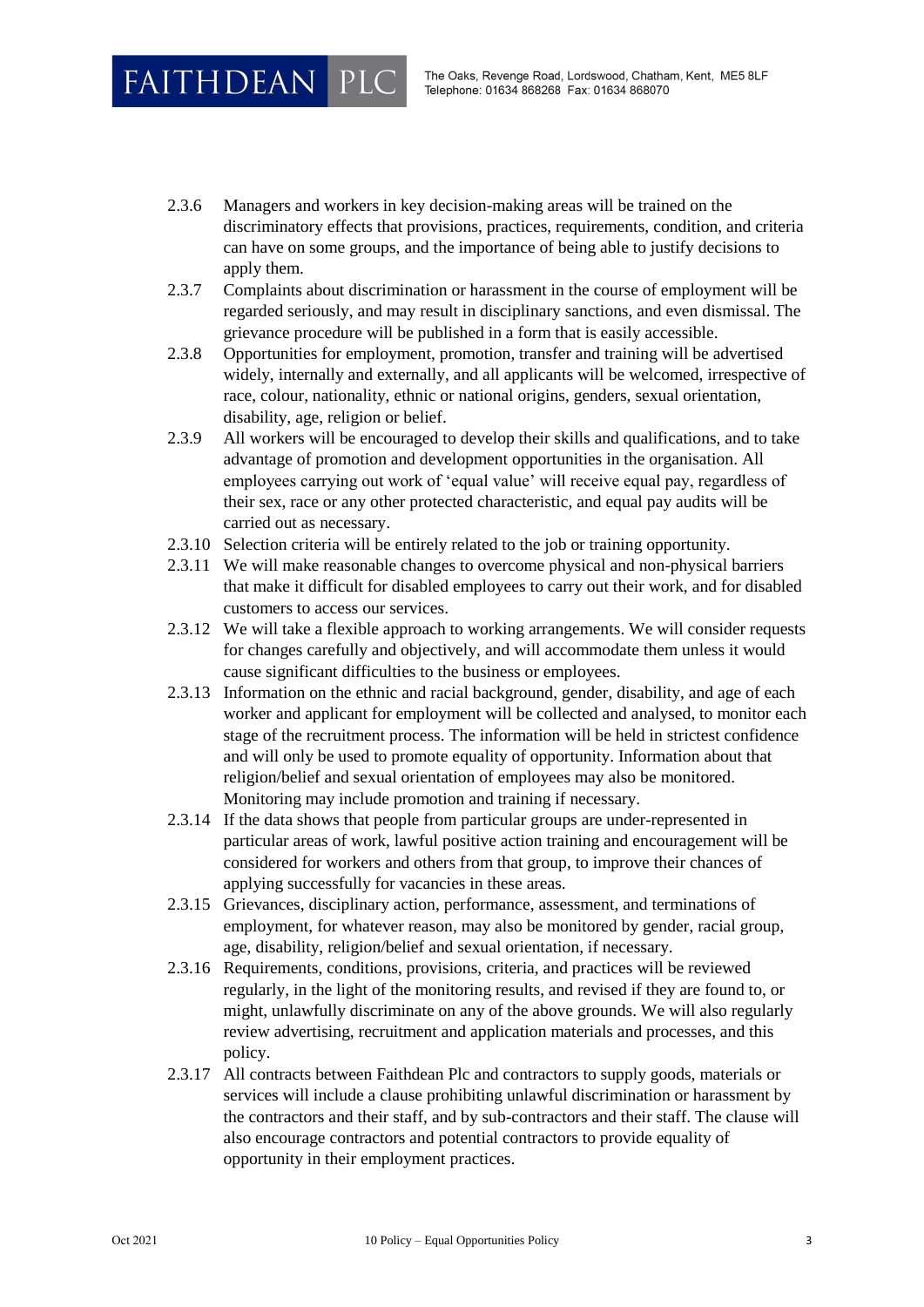2.3.6 Managers and workers in key decision-making areas will be trained on the discriminatory effects that provisions, practices, requirements, condition, and criteria can have on some groups, and the importance of being able to justify decisions to apply them.

2.3.7 Complaints about discrimination or harassment in the course of employment will be regarded seriously, and may result in disciplinary sanctions, and even dismissal. The grievance procedure will be published in a form that is easily accessible.

2.3.8 Opportunities for employment, promotion, transfer and training will be advertised widely, internally and externally, and all applicants will be welcomed, irrespective of race, colour, nationality, ethnic or national origins, genders, sexual orientation, disability, age, religion or belief.

2.3.9 All workers will be encouraged to develop their skills and qualifications, and to take advantage of promotion and development opportunities in the organisation. All employees carrying out work of 'equal value' will receive equal pay, regardless of their sex, race or any other protected characteristic, and equal pay audits will be carried out as necessary.

2.3.10 Selection criteria will be entirely related to the job or training opportunity.

2.3.11 We will make reasonable changes to overcome physical and non-physical barriers that make it difficult for disabled employees to carry out their work, and for disabled customers to access our services.

2.3.12 We will take a flexible approach to working arrangements. We will consider requests for changes carefully and objectively, and will accommodate them unless it would cause significant difficulties to the business or employees.

2.3.13 Information on the ethnic and racial background, gender, disability, and age of each worker and applicant for employment will be collected and analysed, to monitor each stage of the recruitment process. The information will be held in strictest confidence and will only be used to promote equality of opportunity. Information about that religion/belief and sexual orientation of employees may also be monitored. Monitoring may include promotion and training if necessary.

2.3.14 If the data shows that people from particular groups are under-represented in particular areas of work, lawful positive action training and encouragement will be considered for workers and others from that group, to improve their chances of applying successfully for vacancies in these areas.

2.3.15 Grievances, disciplinary action, performance, assessment, and terminations of employment, for whatever reason, may also be monitored by gender, racial group, age, disability, religion/belief and sexual orientation, if necessary.

2.3.16 Requirements, conditions, provisions, criteria, and practices will be reviewed regularly, in the light of the monitoring results, and revised if they are found to, or might, unlawfully discriminate on any of the above grounds. We will also regularly review advertising, recruitment and application materials and processes, and this policy.

2.3.17 All contracts between Faithdean Plc and contractors to supply goods, materials or services will include a clause prohibiting unlawful discrimination or harassment by the contractors and their staff, and by sub-contractors and their staff. The clause will also encourage contractors and potential contractors to provide equality of opportunity in their employment practices.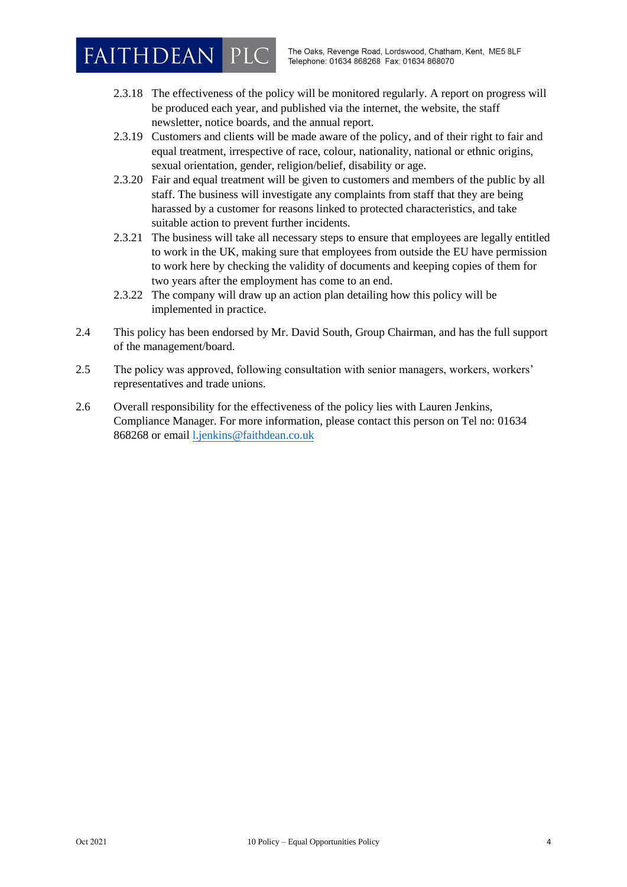2.3.18 The effectiveness of the policy will be monitored regularly. A report on progress will be produced each year, and published via the internet, the website, the staff newsletter, notice boards, and the annual report.

2.3.19 Customers and clients will be made aware of the policy, and of their right to fair and equal treatment, irrespective of race, colour, nationality, national or ethnic origins, sexual orientation, gender, religion/belief, disability or age.

2.3.20 Fair and equal treatment will be given to customers and members of the public by all staff. The business will investigate any complaints from staff that they are being harassed by a customer for reasons linked to protected characteristics, and take suitable action to prevent further incidents.

2.3.21 The business will take all necessary steps to ensure that employees are legally entitled to work in the UK, making sure that employees from outside the EU have permission to work here by checking the validity of documents and keeping copies of them for two years after the employment has come to an end.

2.3.22 The company will draw up an action plan detailing how this policy will be implemented in practice.

2.4 This policy has been endorsed by Mr. David South, Group Chairman, and has the full support of the management/board.

2.5 The policy was approved, following consultation with senior managers, workers, workers' representatives and trade unions.

2.6 Overall responsibility for the effectiveness of the policy lies with Lauren Jenkins, Compliance Manager. For more information, please contact this person on Tel no: 01634 868268 or email l.jenkins@faithdean.co.uk